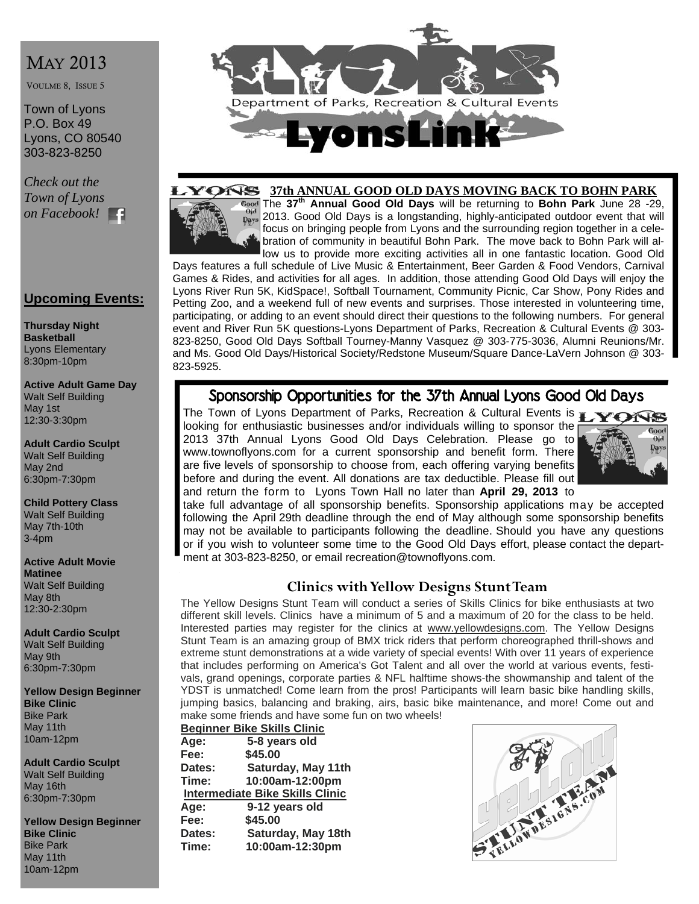# MAY 2013

VOULME 8, ISSUE 5

Town of Lyons
P.O. Box 49
Lyons, CO 80540
303-823-8250

*Check out the Town of Lyons on Facebook!*

## Upcoming Events:

**Thursday Night Basketball**
Lyons Elementary
8:30pm-10pm

**Active Adult Game Day**
Walt Self Building
May 1st
12:30-3:30pm

**Adult Cardio Sculpt**
Walt Self Building
May 2nd
6:30pm-7:30pm

**Child Pottery Class**
Walt Self Building
May 7th-10th
3-4pm

**Active Adult Movie Matinee**
Walt Self Building
May 8th
12:30-2:30pm

**Adult Cardio Sculpt**
Walt Self Building
May 9th
6:30pm-7:30pm

**Yellow Design Beginner Bike Clinic**
Bike Park
May 11th
10am-12pm

**Adult Cardio Sculpt**
Walt Self Building
May 16th
6:30pm-7:30pm

**Yellow Design Beginner Bike Clinic**
Bike Park
May 11th
10am-12pm

# LYONS Department of Parks, Recreation & Cultural Events LyonsLink

## 37th ANNUAL GOOD OLD DAYS MOVING BACK TO BOHN PARK

The **37th Annual Good Old Days** will be returning to **Bohn Park** June 28 -29, 2013. Good Old Days is a longstanding, highly-anticipated outdoor event that will focus on bringing people from Lyons and the surrounding region together in a celebration of community in beautiful Bohn Park. The move back to Bohn Park will allow us to provide more exciting activities all in one fantastic location. Good Old Days features a full schedule of Live Music & Entertainment, Beer Garden & Food Vendors, Carnival Games & Rides, and activities for all ages. In addition, those attending Good Old Days will enjoy the Lyons River Run 5K, KidSpace!, Softball Tournament, Community Picnic, Car Show, Pony Rides and Petting Zoo, and a weekend full of new events and surprises. Those interested in volunteering time, participating, or adding to an event should direct their questions to the following numbers. For general event and River Run 5K questions-Lyons Department of Parks, Recreation & Cultural Events @ 303-823-8250, Good Old Days Softball Tourney-Manny Vasquez @ 303-775-3036, Alumni Reunions/Mr. and Ms. Good Old Days/Historical Society/Redstone Museum/Square Dance-LaVern Johnson @ 303-823-5925.

## Sponsorship Opportunities for the 37th Annual Lyons Good Old Days

The Town of Lyons Department of Parks, Recreation & Cultural Events is looking for enthusiastic businesses and/or individuals willing to sponsor the 2013 37th Annual Lyons Good Old Days Celebration. Please go to www.townoflyons.com for a current sponsorship and benefit form. There are five levels of sponsorship to choose from, each offering varying benefits before and during the event. All donations are tax deductible. Please fill out and return the form to Lyons Town Hall no later than **April 29, 2013** to take full advantage of all sponsorship benefits. Sponsorship applications may be accepted following the April 29th deadline through the end of May although some sponsorship benefits may not be available to participants following the deadline. Should you have any questions or if you wish to volunteer some time to the Good Old Days effort, please contact the department at 303-823-8250, or email recreation@townoflyons.com.

## Clinics with Yellow Designs Stunt Team

The Yellow Designs Stunt Team will conduct a series of Skills Clinics for bike enthusiasts at two different skill levels. Clinics have a minimum of 5 and a maximum of 20 for the class to be held. Interested parties may register for the clinics at www.yellowdesigns.com. The Yellow Designs Stunt Team is an amazing group of BMX trick riders that perform choreographed thrill-shows and extreme stunt demonstrations at a wide variety of special events! With over 11 years of experience that includes performing on America's Got Talent and all over the world at various events, festivals, grand openings, corporate parties & NFL halftime shows-the showmanship and talent of the YDST is unmatched! Come learn from the pros! Participants will learn basic bike handling skills, jumping basics, balancing and braking, airs, basic bike maintenance, and more! Come out and make some friends and have some fun on two wheels!

**Beginner Bike Skills Clinic**

**Age:** 5-8 years old
**Fee:** $45.00
**Dates:** Saturday, May 11th
**Time:** 10:00am-12:00pm

**Intermediate Bike Skills Clinic**

**Age:** 9-12 years old
**Fee:** $45.00
**Dates:** Saturday, May 18th
**Time:** 10:00am-12:30pm

YELLOW STUNT TEAM YELLOWDESIGNS.COM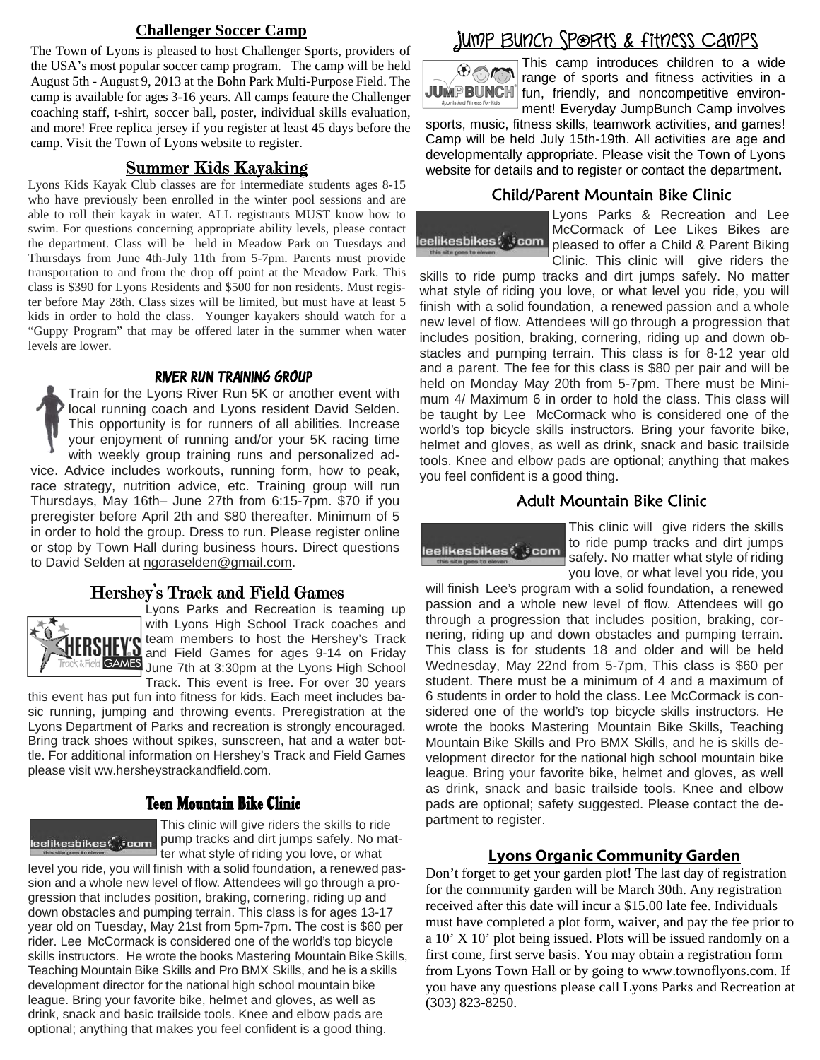## Challenger Soccer Camp

The Town of Lyons is pleased to host Challenger Sports, providers of the USA's most popular soccer camp program. The camp will be held August 5th - August 9, 2013 at the Bohn Park Multi-Purpose Field. The camp is available for ages 3-16 years. All camps feature the Challenger coaching staff, t-shirt, soccer ball, poster, individual skills evaluation, and more! Free replica jersey if you register at least 45 days before the camp. Visit the Town of Lyons website to register.

## Summer Kids Kayaking

Lyons Kids Kayak Club classes are for intermediate students ages 8-15 who have previously been enrolled in the winter pool sessions and are able to roll their kayak in water. ALL registrants MUST know how to swim. For questions concerning appropriate ability levels, please contact the department. Class will be held in Meadow Park on Tuesdays and Thursdays from June 4th-July 11th from 5-7pm. Parents must provide transportation to and from the drop off point at the Meadow Park. This class is $390 for Lyons Residents and $500 for non residents. Must register before May 28th. Class sizes will be limited, but must have at least 5 kids in order to hold the class. Younger kayakers should watch for a "Guppy Program" that may be offered later in the summer when water levels are lower.

## RIVER RUN TRAINING GROUP

Train for the Lyons River Run 5K or another event with local running coach and Lyons resident David Selden. This opportunity is for runners of all abilities. Increase your enjoyment of running and/or your 5K racing time with weekly group training runs and personalized advice. Advice includes workouts, running form, how to peak, race strategy, nutrition advice, etc. Training group will run Thursdays, May 16th– June 27th from 6:15-7pm. $70 if you preregister before April 2th and $80 thereafter. Minimum of 5 in order to hold the group. Dress to run. Please register online or stop by Town Hall during business hours. Direct questions to David Selden at ngoraselden@gmail.com.

## Hershey's Track and Field Games

Lyons Parks and Recreation is teaming up with Lyons High School Track coaches and team members to host the Hershey's Track and Field Games for ages 9-14 on Friday June 7th at 3:30pm at the Lyons High School Track. This event is free. For over 30 years this event has put fun into fitness for kids. Each meet includes basic running, jumping and throwing events. Preregistration at the Lyons Department of Parks and recreation is strongly encouraged. Bring track shoes without spikes, sunscreen, hat and a water bottle. For additional information on Hershey's Track and Field Games please visit ww.hersheystrackandfield.com.

## Teen Mountain Bike Clinic

This clinic will give riders the skills to ride pump tracks and dirt jumps safely. No matter what style of riding you love, or what level you ride, you will finish with a solid foundation, a renewed passion and a whole new level of flow. Attendees will go through a progression that includes position, braking, cornering, riding up and down obstacles and pumping terrain. This class is for ages 13-17 year old on Tuesday, May 21st from 5pm-7pm. The cost is $60 per rider. Lee McCormack is considered one of the world's top bicycle skills instructors. He wrote the books Mastering Mountain Bike Skills, Teaching Mountain Bike Skills and Pro BMX Skills, and he is a skills development director for the national high school mountain bike league. Bring your favorite bike, helmet and gloves, as well as drink, snack and basic trailside tools. Knee and elbow pads are optional; anything that makes you feel confident is a good thing.

## Jump Bunch Sports & Fitness Camps

This camp introduces children to a wide range of sports and fitness activities in a fun, friendly, and noncompetitive environment! Everyday JumpBunch Camp involves sports, music, fitness skills, teamwork activities, and games! Camp will be held July 15th-19th. All activities are age and developmentally appropriate. Please visit the Town of Lyons website for details and to register or contact the department.

## Child/Parent Mountain Bike Clinic

Lyons Parks & Recreation and Lee McCormack of Lee Likes Bikes are pleased to offer a Child & Parent Biking Clinic. This clinic will give riders the skills to ride pump tracks and dirt jumps safely. No matter what style of riding you love, or what level you ride, you will finish with a solid foundation, a renewed passion and a whole new level of flow. Attendees will go through a progression that includes position, braking, cornering, riding up and down obstacles and pumping terrain. This class is for 8-12 year old and a parent. The fee for this class is $80 per pair and will be held on Monday May 20th from 5-7pm. There must be Minimum 4/ Maximum 6 in order to hold the class. This class will be taught by Lee McCormack who is considered one of the world's top bicycle skills instructors. Bring your favorite bike, helmet and gloves, as well as drink, snack and basic trailside tools. Knee and elbow pads are optional; anything that makes you feel confident is a good thing.

## Adult Mountain Bike Clinic

This clinic will give riders the skills to ride pump tracks and dirt jumps safely. No matter what style of riding you love, or what level you ride, you will finish Lee's program with a solid foundation, a renewed passion and a whole new level of flow. Attendees will go through a progression that includes position, braking, cornering, riding up and down obstacles and pumping terrain. This class is for students 18 and older and will be held Wednesday, May 22nd from 5-7pm, This class is $60 per student. There must be a minimum of 4 and a maximum of 6 students in order to hold the class. Lee McCormack is considered one of the world's top bicycle skills instructors. He wrote the books Mastering Mountain Bike Skills, Teaching Mountain Bike Skills and Pro BMX Skills, and he is skills development director for the national high school mountain bike league. Bring your favorite bike, helmet and gloves, as well as drink, snack and basic trailside tools. Knee and elbow pads are optional; safety suggested. Please contact the department to register.

## Lyons Organic Community Garden

Don't forget to get your garden plot! The last day of registration for the community garden will be March 30th. Any registration received after this date will incur a $15.00 late fee. Individuals must have completed a plot form, waiver, and pay the fee prior to a 10' X 10' plot being issued. Plots will be issued randomly on a first come, first serve basis. You may obtain a registration form from Lyons Town Hall or by going to www.townoflyons.com. If you have any questions please call Lyons Parks and Recreation at (303) 823-8250.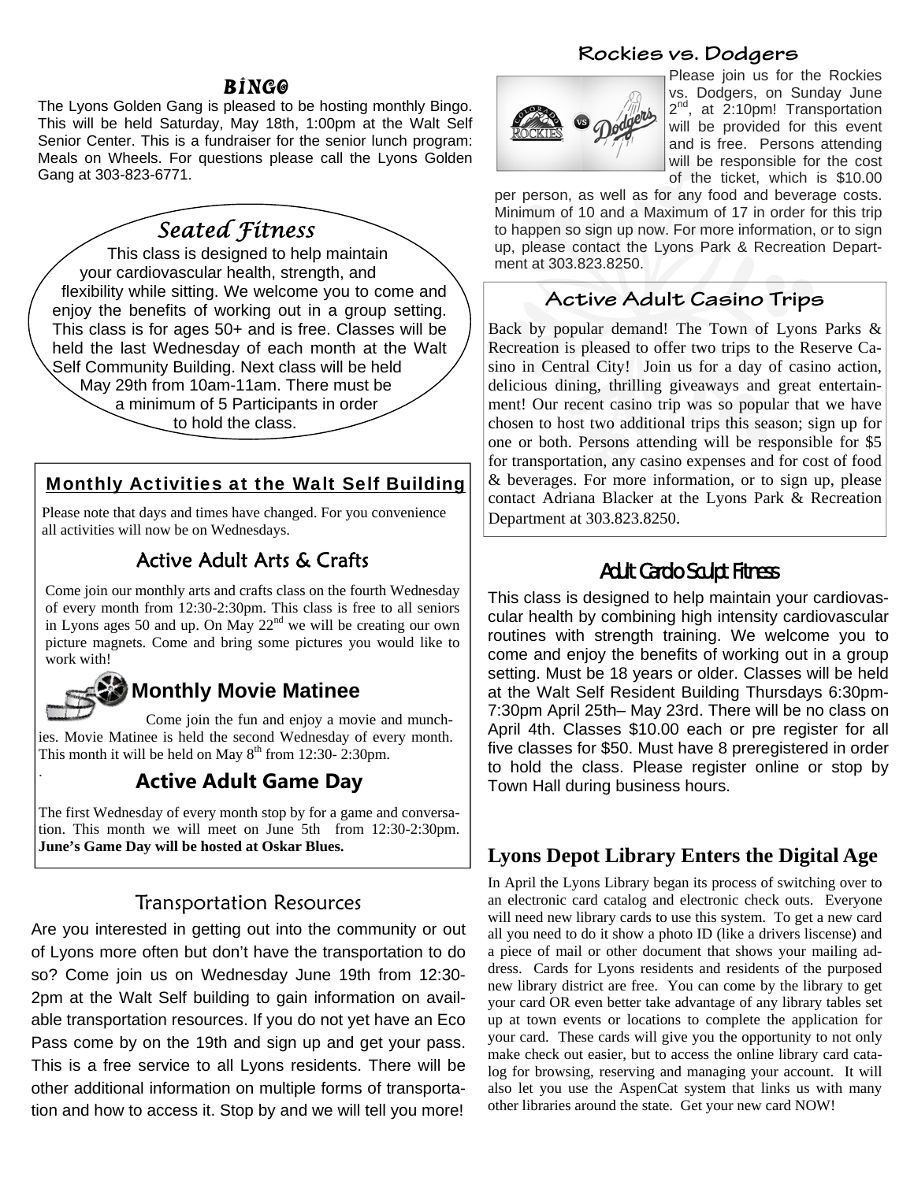## BINGO

The Lyons Golden Gang is pleased to be hosting monthly Bingo. This will be held Saturday, May 18th, 1:00pm at the Walt Self Senior Center. This is a fundraiser for the senior lunch program: Meals on Wheels. For questions please call the Lyons Golden Gang at 303-823-6771.

## Seated Fitness

This class is designed to help maintain your cardiovascular health, strength, and flexibility while sitting. We welcome you to come and enjoy the benefits of working out in a group setting. This class is for ages 50+ and is free. Classes will be held the last Wednesday of each month at the Walt Self Community Building. Next class will be held May 29th from 10am-11am. There must be a minimum of 5 Participants in order to hold the class.

## Monthly Activities at the Walt Self Building

Please note that days and times have changed. For you convenience all activities will now be on Wednesdays.

### Active Adult Arts & Crafts

Come join our monthly arts and crafts class on the fourth Wednesday of every month from 12:30-2:30pm. This class is free to all seniors in Lyons ages 50 and up. On May 22nd we will be creating our own picture magnets. Come and bring some pictures you would like to work with!

### Monthly Movie Matinee

Come join the fun and enjoy a movie and munchies. Movie Matinee is held the second Wednesday of every month. This month it will be held on May 8th from 12:30- 2:30pm.

### Active Adult Game Day

The first Wednesday of every month stop by for a game and conversation. This month we will meet on June 5th from 12:30-2:30pm. **June's Game Day will be hosted at Oskar Blues.**

## Transportation Resources

Are you interested in getting out into the community or out of Lyons more often but don't have the transportation to do so? Come join us on Wednesday June 19th from 12:30-2pm at the Walt Self building to gain information on available transportation resources. If you do not yet have an Eco Pass come by on the 19th and sign up and get your pass. This is a free service to all Lyons residents. There will be other additional information on multiple forms of transportation and how to access it. Stop by and we will tell you more!

## Rockies vs. Dodgers

Please join us for the Rockies vs. Dodgers, on Sunday June 2nd, at 2:10pm! Transportation will be provided for this event and is free. Persons attending will be responsible for the cost of the ticket, which is $10.00 per person, as well as for any food and beverage costs. Minimum of 10 and a Maximum of 17 in order for this trip to happen so sign up now. For more information, or to sign up, please contact the Lyons Park & Recreation Department at 303.823.8250.

## Active Adult Casino Trips

Back by popular demand! The Town of Lyons Parks & Recreation is pleased to offer two trips to the Reserve Casino in Central City! Join us for a day of casino action, delicious dining, thrilling giveaways and great entertainment! Our recent casino trip was so popular that we have chosen to host two additional trips this season; sign up for one or both. Persons attending will be responsible for $5 for transportation, any casino expenses and for cost of food & beverages. For more information, or to sign up, please contact Adriana Blacker at the Lyons Park & Recreation Department at 303.823.8250.

## Adult Cardio Sculpt Fitness

This class is designed to help maintain your cardiovascular health by combining high intensity cardiovascular routines with strength training. We welcome you to come and enjoy the benefits of working out in a group setting. Must be 18 years or older. Classes will be held at the Walt Self Resident Building Thursdays 6:30pm-7:30pm April 25th– May 23rd. There will be no class on April 4th. Classes $10.00 each or pre register for all five classes for $50. Must have 8 preregistered in order to hold the class. Please register online or stop by Town Hall during business hours.

## Lyons Depot Library Enters the Digital Age

In April the Lyons Library began its process of switching over to an electronic card catalog and electronic check outs. Everyone will need new library cards to use this system. To get a new card all you need to do it show a photo ID (like a drivers liscense) and a piece of mail or other document that shows your mailing address. Cards for Lyons residents and residents of the purposed new library district are free. You can come by the library to get your card OR even better take advantage of any library tables set up at town events or locations to complete the application for your card. These cards will give you the opportunity to not only make check out easier, but to access the online library card catalog for browsing, reserving and managing your account. It will also let you use the AspenCat system that links us with many other libraries around the state. Get your new card NOW!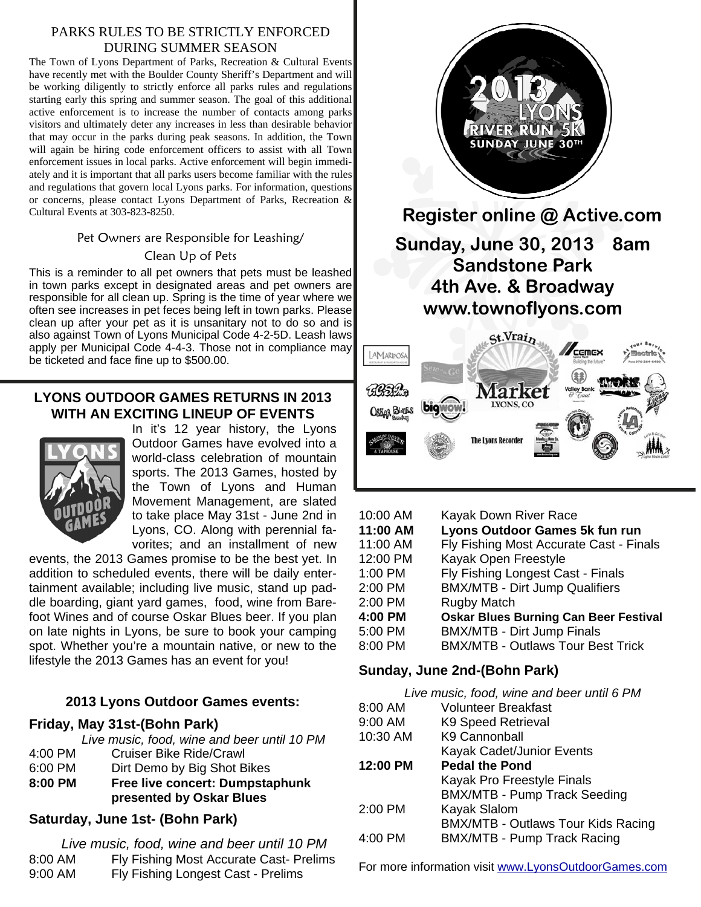## PARKS RULES TO BE STRICTLY ENFORCED DURING SUMMER SEASON

The Town of Lyons Department of Parks, Recreation & Cultural Events have recently met with the Boulder County Sheriff's Department and will be working diligently to strictly enforce all parks rules and regulations starting early this spring and summer season. The goal of this additional active enforcement is to increase the number of contacts among parks visitors and ultimately deter any increases in less than desirable behavior that may occur in the parks during peak seasons. In addition, the Town will again be hiring code enforcement officers to assist with all Town enforcement issues in local parks. Active enforcement will begin immediately and it is important that all parks users become familiar with the rules and regulations that govern local Lyons parks. For information, questions or concerns, please contact Lyons Department of Parks, Recreation & Cultural Events at 303-823-8250.

### Pet Owners are Responsible for Leashing/ Clean Up of Pets

This is a reminder to all pet owners that pets must be leashed in town parks except in designated areas and pet owners are responsible for all clean up. Spring is the time of year where we often see increases in pet feces being left in town parks. Please clean up after your pet as it is unsanitary not to do so and is also against Town of Lyons Municipal Code 4-2-5D. Leash laws apply per Municipal Code 4-4-3. Those not in compliance may be ticketed and face fine up to $500.00.

## LYONS OUTDOOR GAMES RETURNS IN 2013 WITH AN EXCITING LINEUP OF EVENTS

In it's 12 year history, the Lyons Outdoor Games have evolved into a world-class celebration of mountain sports. The 2013 Games, hosted by the Town of Lyons and Human Movement Management, are slated to take place May 31st - June 2nd in Lyons, CO. Along with perennial favorites; and an installment of new events, the 2013 Games promise to be the best yet. In addition to scheduled events, there will be daily entertainment available; including live music, stand up paddle boarding, giant yard games, food, wine from Barefoot Wines and of course Oskar Blues beer. If you plan on late nights in Lyons, be sure to book your camping spot. Whether you're a mountain native, or new to the lifestyle the 2013 Games has an event for you!

### 2013 Lyons Outdoor Games events:

**Friday, May 31st-(Bohn Park)**

*Live music, food, wine and beer until 10 PM*

4:00 PM Cruiser Bike Ride/Crawl
6:00 PM Dirt Demo by Big Shot Bikes
**8:00 PM Free live concert: Dumpstaphunk presented by Oskar Blues**

**Saturday, June 1st- (Bohn Park)**

*Live music, food, wine and beer until 10 PM*

8:00 AM Fly Fishing Most Accurate Cast- Prelims
9:00 AM Fly Fishing Longest Cast - Prelims
10:00 AM Kayak Down River Race
**11:00 AM Lyons Outdoor Games 5k fun run**
11:00 AM Fly Fishing Most Accurate Cast - Finals
12:00 PM Kayak Open Freestyle
1:00 PM Fly Fishing Longest Cast - Finals
2:00 PM BMX/MTB - Dirt Jump Qualifiers
2:00 PM Rugby Match
**4:00 PM Oskar Blues Burning Can Beer Festival**
5:00 PM BMX/MTB - Dirt Jump Finals
8:00 PM BMX/MTB - Outlaws Tour Best Trick

**Sunday, June 2nd-(Bohn Park)**

*Live music, food, wine and beer until 6 PM*

8:00 AM Volunteer Breakfast
9:00 AM K9 Speed Retrieval
10:30 AM K9 Cannonball
Kayak Cadet/Junior Events
**12:00 PM Pedal the Pond**
Kayak Pro Freestyle Finals
BMX/MTB - Pump Track Seeding
2:00 PM Kayak Slalom
BMX/MTB - Outlaws Tour Kids Racing
4:00 PM BMX/MTB - Pump Track Racing

For more information visit www.LyonsOutdoorGames.com

---

**2013 LYONS RIVER RUN 5K**
**SUNDAY JUNE 30TH**

**Register online @ Active.com**

**Sunday, June 30, 2013 8am**
**Sandstone Park**
**4th Ave. & Broadway**
**www.townoflyons.com**